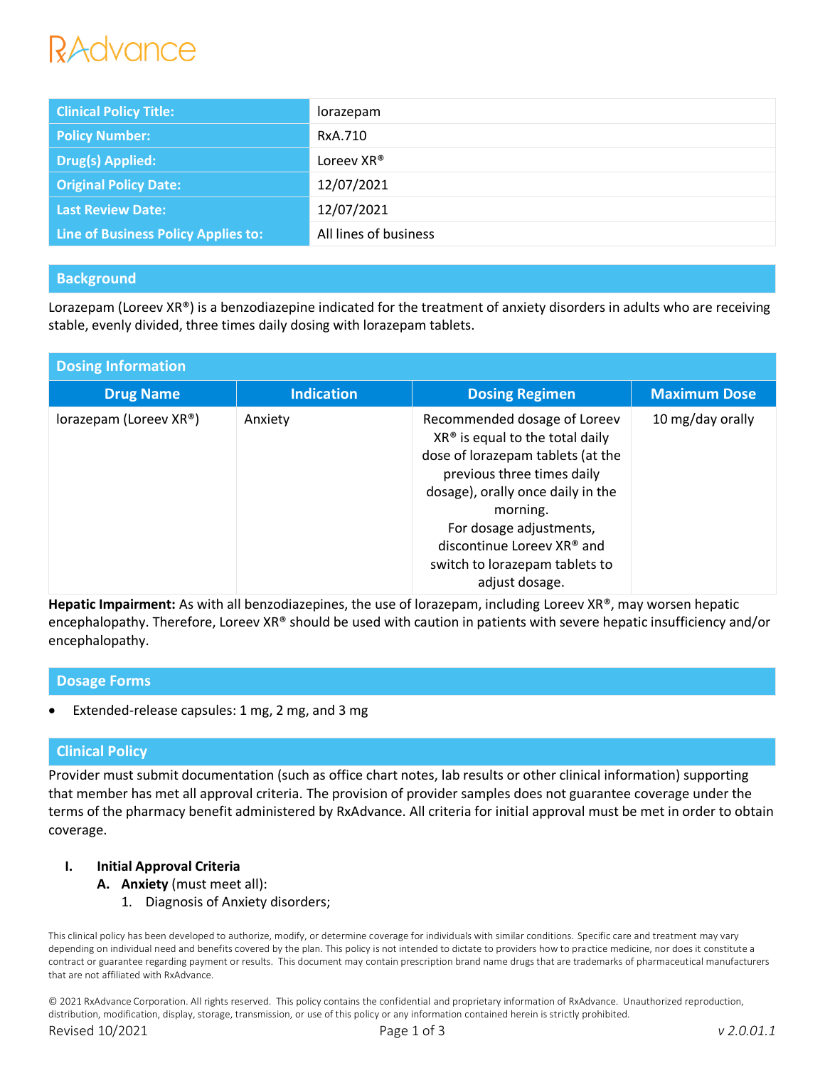RxAdvance

| Clinical Policy Title: | lorazepam |
|---|---|
| Policy Number: | RxA.710 |
| Drug(s) Applied: | Loreev XR® |
| Original Policy Date: | 12/07/2021 |
| Last Review Date: | 12/07/2021 |
| Line of Business Policy Applies to: | All lines of business |

## Background

Lorazepam (Loreev XR®) is a benzodiazepine indicated for the treatment of anxiety disorders in adults who are receiving stable, evenly divided, three times daily dosing with lorazepam tablets.

## Dosing Information

| Drug Name | Indication | Dosing Regimen | Maximum Dose |
|---|---|---|---|
| lorazepam (Loreev XR®) | Anxiety | Recommended dosage of Loreev XR® is equal to the total daily dose of lorazepam tablets (at the previous three times daily dosage), orally once daily in the morning. For dosage adjustments, discontinue Loreev XR® and switch to lorazepam tablets to adjust dosage. | 10 mg/day orally |

**Hepatic Impairment:** As with all benzodiazepines, the use of lorazepam, including Loreev XR®, may worsen hepatic encephalopathy. Therefore, Loreev XR® should be used with caution in patients with severe hepatic insufficiency and/or encephalopathy.

## Dosage Forms

- Extended-release capsules: 1 mg, 2 mg, and 3 mg

## Clinical Policy

Provider must submit documentation (such as office chart notes, lab results or other clinical information) supporting that member has met all approval criteria. The provision of provider samples does not guarantee coverage under the terms of the pharmacy benefit administered by RxAdvance. All criteria for initial approval must be met in order to obtain coverage.

**I. Initial Approval Criteria**

**A. Anxiety** (must meet all):

1. Diagnosis of Anxiety disorders;

This clinical policy has been developed to authorize, modify, or determine coverage for individuals with similar conditions. Specific care and treatment may vary depending on individual need and benefits covered by the plan. This policy is not intended to dictate to providers how to practice medicine, nor does it constitute a contract or guarantee regarding payment or results. This document may contain prescription brand name drugs that are trademarks of pharmaceutical manufacturers that are not affiliated with RxAdvance.

© 2021 RxAdvance Corporation. All rights reserved. This policy contains the confidential and proprietary information of RxAdvance. Unauthorized reproduction, distribution, modification, display, storage, transmission, or use of this policy or any information contained herein is strictly prohibited.

Revised 10/2021 — v 2.0.01.1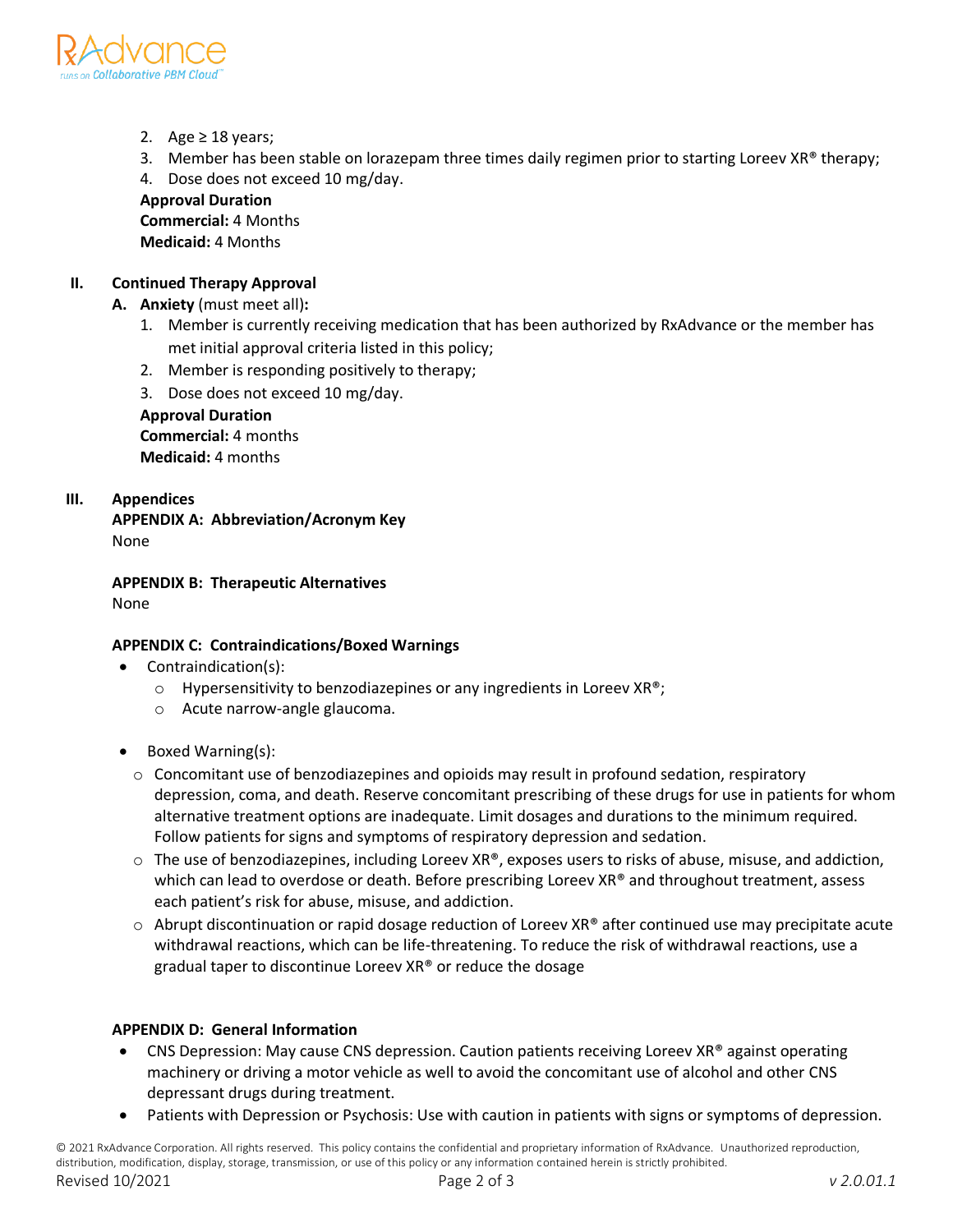2. Age ≥ 18 years;
3. Member has been stable on lorazepam three times daily regimen prior to starting Loreev XR® therapy;
4. Dose does not exceed 10 mg/day.

**Approval Duration**
**Commercial:** 4 Months
**Medicaid:** 4 Months

## II. Continued Therapy Approval

**A. Anxiety** (must meet all)**:**

1. Member is currently receiving medication that has been authorized by RxAdvance or the member has met initial approval criteria listed in this policy;
2. Member is responding positively to therapy;
3. Dose does not exceed 10 mg/day.

**Approval Duration**
**Commercial:** 4 months
**Medicaid:** 4 months

## III. Appendices

**APPENDIX A: Abbreviation/Acronym Key**
None

**APPENDIX B: Therapeutic Alternatives**
None

**APPENDIX C: Contraindications/Boxed Warnings**

- Contraindication(s):
  - Hypersensitivity to benzodiazepines or any ingredients in Loreev XR®;
  - Acute narrow-angle glaucoma.
- Boxed Warning(s):
  - Concomitant use of benzodiazepines and opioids may result in profound sedation, respiratory depression, coma, and death. Reserve concomitant prescribing of these drugs for use in patients for whom alternative treatment options are inadequate. Limit dosages and durations to the minimum required. Follow patients for signs and symptoms of respiratory depression and sedation.
  - The use of benzodiazepines, including Loreev XR®, exposes users to risks of abuse, misuse, and addiction, which can lead to overdose or death. Before prescribing Loreev XR® and throughout treatment, assess each patient's risk for abuse, misuse, and addiction.
  - Abrupt discontinuation or rapid dosage reduction of Loreev XR® after continued use may precipitate acute withdrawal reactions, which can be life-threatening. To reduce the risk of withdrawal reactions, use a gradual taper to discontinue Loreev XR® or reduce the dosage

**APPENDIX D: General Information**

- CNS Depression: May cause CNS depression. Caution patients receiving Loreev XR® against operating machinery or driving a motor vehicle as well to avoid the concomitant use of alcohol and other CNS depressant drugs during treatment.
- Patients with Depression or Psychosis: Use with caution in patients with signs or symptoms of depression.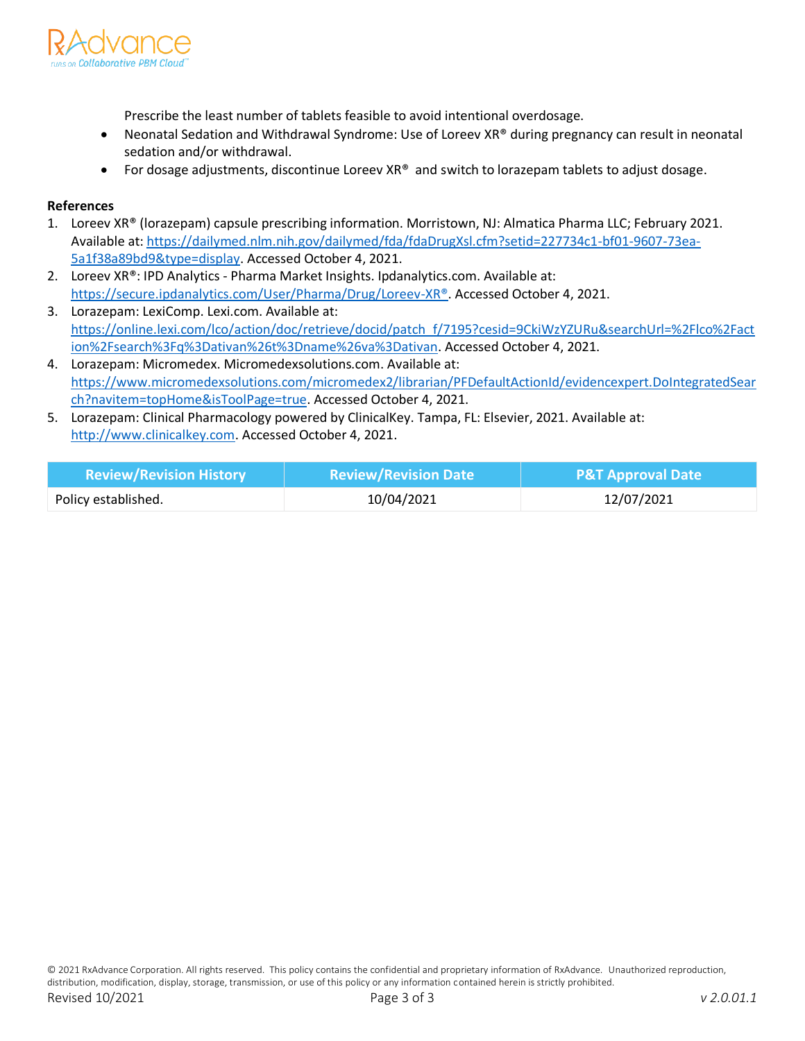Prescribe the least number of tablets feasible to avoid intentional overdosage.

- Neonatal Sedation and Withdrawal Syndrome: Use of Loreev XR® during pregnancy can result in neonatal sedation and/or withdrawal.
- For dosage adjustments, discontinue Loreev XR® and switch to lorazepam tablets to adjust dosage.

**References**

1. Loreev XR® (lorazepam) capsule prescribing information. Morristown, NJ: Almatica Pharma LLC; February 2021. Available at: https://dailymed.nlm.nih.gov/dailymed/fda/fdaDrugXsl.cfm?setid=227734c1-bf01-9607-73ea-5a1f38a89bd9&type=display. Accessed October 4, 2021.
2. Loreev XR®: IPD Analytics - Pharma Market Insights. Ipdanalytics.com. Available at: https://secure.ipdanalytics.com/User/Pharma/Drug/Loreev-XR®. Accessed October 4, 2021.
3. Lorazepam: LexiComp. Lexi.com. Available at: https://online.lexi.com/lco/action/doc/retrieve/docid/patch_f/7195?cesid=9CkiWzYZURu&searchUrl=%2Flco%2Faction%2Fsearch%3Fq%3Dativan%26t%3Dname%26va%3Dativan. Accessed October 4, 2021.
4. Lorazepam: Micromedex. Micromedexsolutions.com. Available at: https://www.micromedexsolutions.com/micromedex2/librarian/PFDefaultActionId/evidencexpert.DoIntegratedSearch?navitem=topHome&isToolPage=true. Accessed October 4, 2021.
5. Lorazepam: Clinical Pharmacology powered by ClinicalKey. Tampa, FL: Elsevier, 2021. Available at: http://www.clinicalkey.com. Accessed October 4, 2021.

| Review/Revision History | Review/Revision Date | P&T Approval Date |
| --- | --- | --- |
| Policy established. | 10/04/2021 | 12/07/2021 |